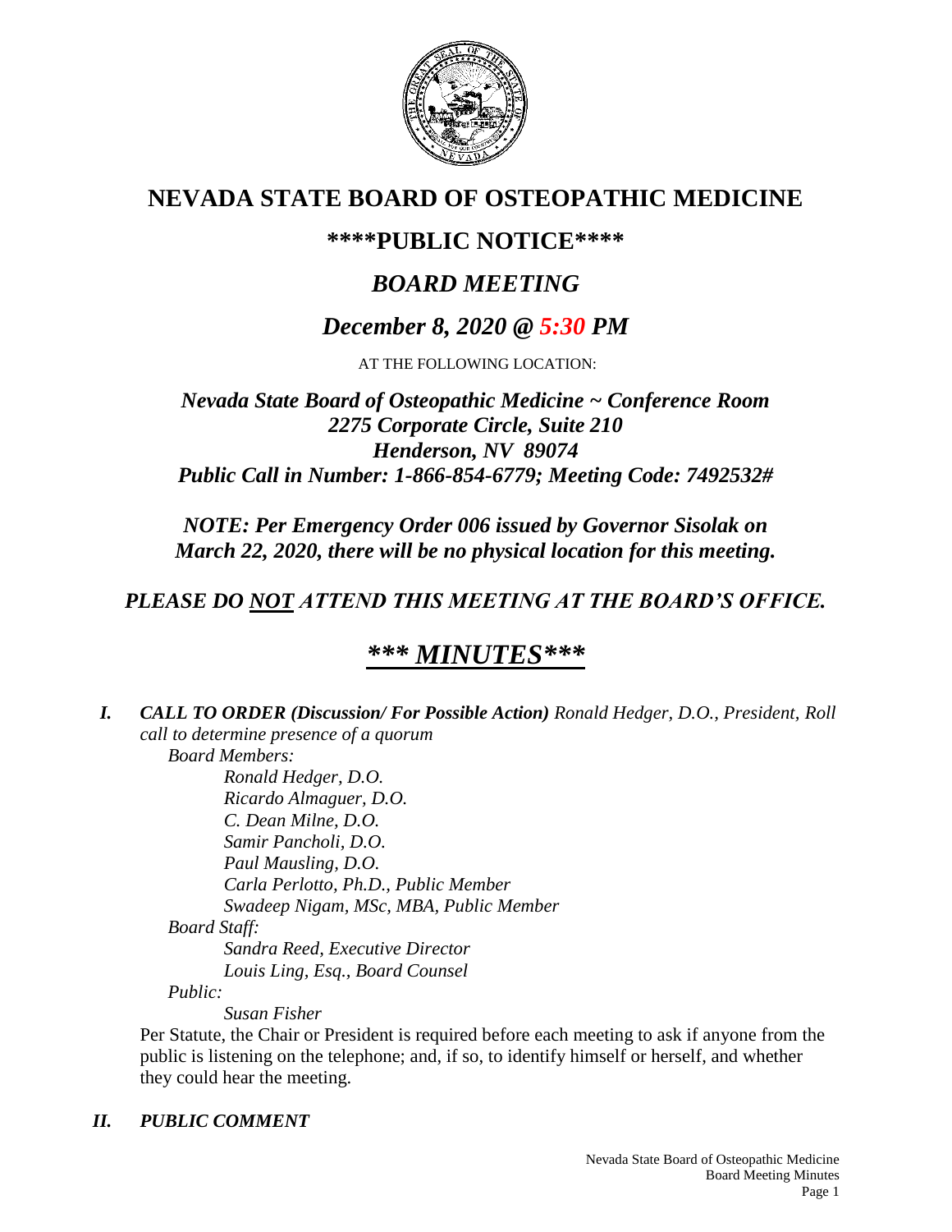# NEVADA STATE BOARD OF OSTEOPATHIC MEDICINE

## \*\*\*\*PUBLIC NOTICE\*\*\*\*

## *BOARD MEETING*

## *December 8, 2020 @ 5:30 PM*

AT THE FOLLOWING LOCATION:

***Nevada State Board of Osteopathic Medicine ~ Conference Room***
***2275 Corporate Circle, Suite 210***
***Henderson, NV 89074***
***Public Call in Number: 1-866-854-6779; Meeting Code: 7492532#***

***NOTE: Per Emergency Order 006 issued by Governor Sisolak on March 22, 2020, there will be no physical location for this meeting.***

***PLEASE DO NOT ATTEND THIS MEETING AT THE BOARD'S OFFICE.***

# ***\*\*\* MINUTES\*\*\****

***I. CALL TO ORDER (Discussion/ For Possible Action)*** *Ronald Hedger, D.O., President, Roll call to determine presence of a quorum*

*Board Members:*

*Ronald Hedger, D.O.*
*Ricardo Almaguer, D.O.*
*C. Dean Milne, D.O.*
*Samir Pancholi, D.O.*
*Paul Mausling, D.O.*
*Carla Perlotto, Ph.D., Public Member*
*Swadeep Nigam, MSc, MBA, Public Member*

*Board Staff:*

*Sandra Reed, Executive Director*
*Louis Ling, Esq., Board Counsel*

*Public:*

*Susan Fisher*

Per Statute, the Chair or President is required before each meeting to ask if anyone from the public is listening on the telephone; and, if so, to identify himself or herself, and whether they could hear the meeting.

***II. PUBLIC COMMENT***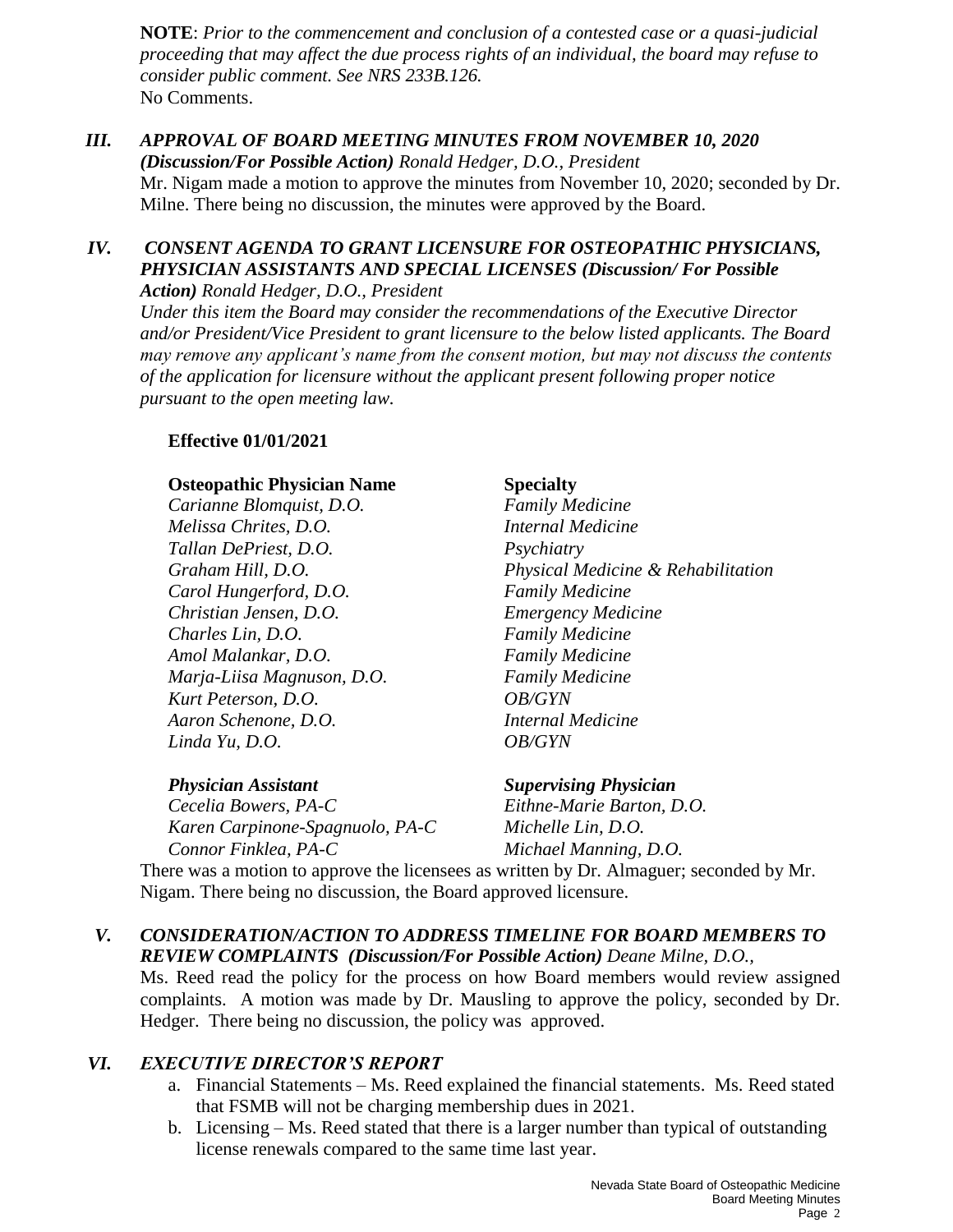**NOTE**: *Prior to the commencement and conclusion of a contested case or a quasi-judicial proceeding that may affect the due process rights of an individual, the board may refuse to consider public comment. See NRS 233B.126.*
No Comments.

### *III. APPROVAL OF BOARD MEETING MINUTES FROM NOVEMBER 10, 2020 (Discussion/For Possible Action) Ronald Hedger, D.O., President*

Mr. Nigam made a motion to approve the minutes from November 10, 2020; seconded by Dr. Milne. There being no discussion, the minutes were approved by the Board.

### *IV. CONSENT AGENDA TO GRANT LICENSURE FOR OSTEOPATHIC PHYSICIANS, PHYSICIAN ASSISTANTS AND SPECIAL LICENSES (Discussion/ For Possible Action) Ronald Hedger, D.O., President*

*Under this item the Board may consider the recommendations of the Executive Director and/or President/Vice President to grant licensure to the below listed applicants. The Board may remove any applicant's name from the consent motion, but may not discuss the contents of the application for licensure without the applicant present following proper notice pursuant to the open meeting law.*

**Effective 01/01/2021**

| **Osteopathic Physician Name** | **Specialty** |
|---|---|
| *Carianne Blomquist, D.O.* | *Family Medicine* |
| *Melissa Chrites, D.O.* | *Internal Medicine* |
| *Tallan DePriest, D.O.* | *Psychiatry* |
| *Graham Hill, D.O.* | *Physical Medicine & Rehabilitation* |
| *Carol Hungerford, D.O.* | *Family Medicine* |
| *Christian Jensen, D.O.* | *Emergency Medicine* |
| *Charles Lin, D.O.* | *Family Medicine* |
| *Amol Malankar, D.O.* | *Family Medicine* |
| *Marja-Liisa Magnuson, D.O.* | *Family Medicine* |
| *Kurt Peterson, D.O.* | *OB/GYN* |
| *Aaron Schenone, D.O.* | *Internal Medicine* |
| *Linda Yu, D.O.* | *OB/GYN* |

| ***Physician Assistant*** | ***Supervising Physician*** |
|---|---|
| *Cecelia Bowers, PA-C* | *Eithne-Marie Barton, D.O.* |
| *Karen Carpinone-Spagnuolo, PA-C* | *Michelle Lin, D.O.* |
| *Connor Finklea, PA-C* | *Michael Manning, D.O.* |

There was a motion to approve the licensees as written by Dr. Almaguer; seconded by Mr. Nigam. There being no discussion, the Board approved licensure.

### *V. CONSIDERATION/ACTION TO ADDRESS TIMELINE FOR BOARD MEMBERS TO REVIEW COMPLAINTS (Discussion/For Possible Action) Deane Milne, D.O.,*

Ms. Reed read the policy for the process on how Board members would review assigned complaints. A motion was made by Dr. Mausling to approve the policy, seconded by Dr. Hedger. There being no discussion, the policy was approved.

### *VI. EXECUTIVE DIRECTOR'S REPORT*

a. Financial Statements – Ms. Reed explained the financial statements. Ms. Reed stated that FSMB will not be charging membership dues in 2021.
b. Licensing – Ms. Reed stated that there is a larger number than typical of outstanding license renewals compared to the same time last year.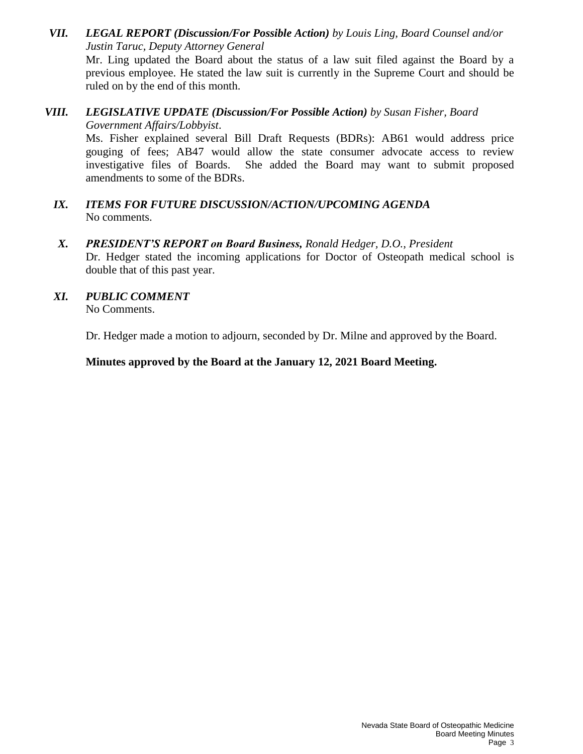***VII. LEGAL REPORT (Discussion/For Possible Action)*** *by Louis Ling, Board Counsel and/or Justin Taruc, Deputy Attorney General*

Mr. Ling updated the Board about the status of a law suit filed against the Board by a previous employee. He stated the law suit is currently in the Supreme Court and should be ruled on by the end of this month.

***VIII. LEGISLATIVE UPDATE (Discussion/For Possible Action)*** *by Susan Fisher, Board Government Affairs/Lobbyist*.

Ms. Fisher explained several Bill Draft Requests (BDRs): AB61 would address price gouging of fees; AB47 would allow the state consumer advocate access to review investigative files of Boards. She added the Board may want to submit proposed amendments to some of the BDRs.

***IX. ITEMS FOR FUTURE DISCUSSION/ACTION/UPCOMING AGENDA***

No comments.

***X. PRESIDENT'S REPORT on Board Business,*** *Ronald Hedger, D.O., President*

Dr. Hedger stated the incoming applications for Doctor of Osteopath medical school is double that of this past year.

***XI. PUBLIC COMMENT***

No Comments.

Dr. Hedger made a motion to adjourn, seconded by Dr. Milne and approved by the Board.

**Minutes approved by the Board at the January 12, 2021 Board Meeting.**